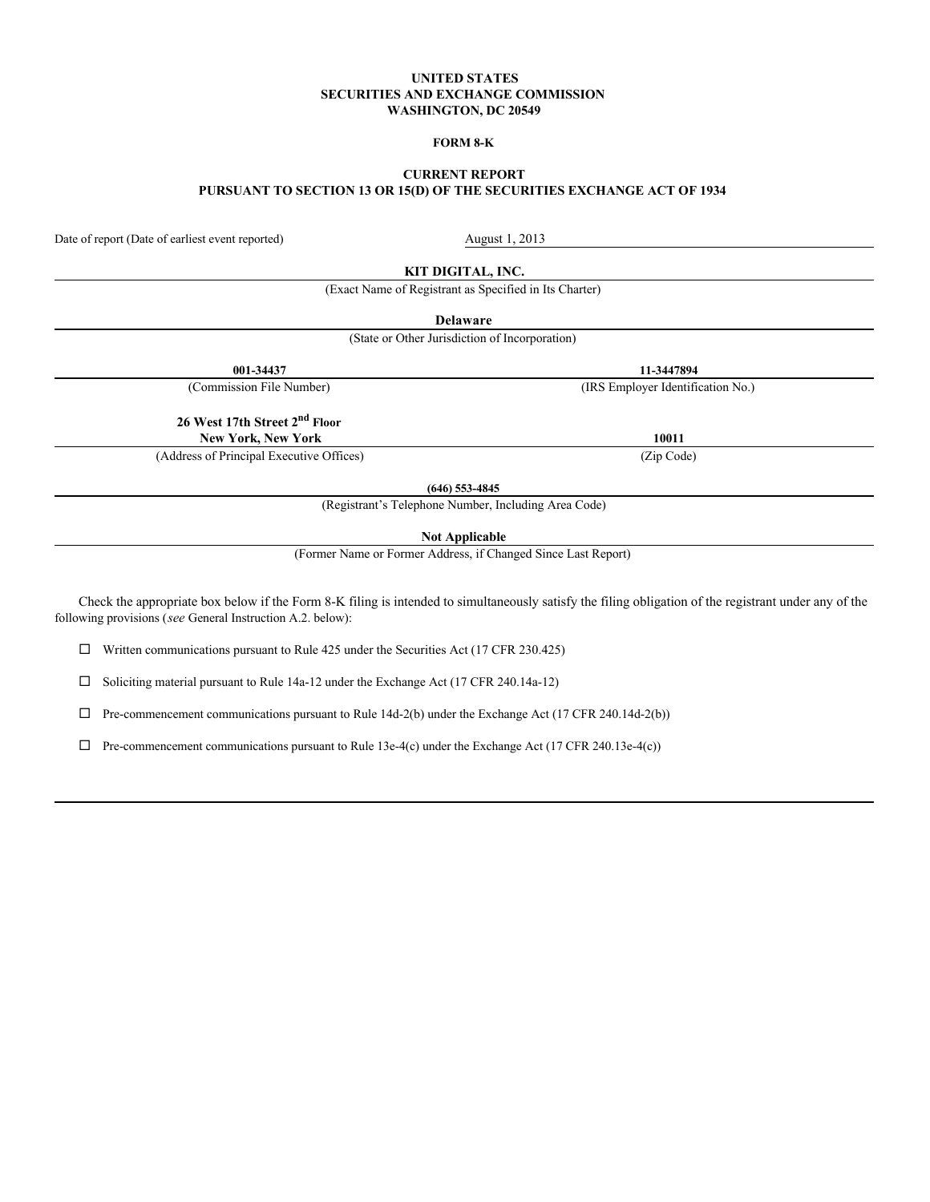**UNITED STATES**
**SECURITIES AND EXCHANGE COMMISSION**
**WASHINGTON, DC 20549**

**FORM 8-K**

**CURRENT REPORT**
**PURSUANT TO SECTION 13 OR 15(D) OF THE SECURITIES EXCHANGE ACT OF 1934**

Date of report (Date of earliest event reported) August 1, 2013

**KIT DIGITAL, INC.**
(Exact Name of Registrant as Specified in Its Charter)

**Delaware**
(State or Other Jurisdiction of Incorporation)

| **001-34437** | **11-3447894** |
|---|---|
| (Commission File Number) | (IRS Employer Identification No.) |

| **26 West 17th Street 2nd Floor** **New York, New York** | **10011** |
|---|---|
| (Address of Principal Executive Offices) | (Zip Code) |

**(646) 553-4845**
(Registrant's Telephone Number, Including Area Code)

**Not Applicable**
(Former Name or Former Address, if Changed Since Last Report)

Check the appropriate box below if the Form 8-K filing is intended to simultaneously satisfy the filing obligation of the registrant under any of the following provisions (*see* General Instruction A.2. below):

☐ Written communications pursuant to Rule 425 under the Securities Act (17 CFR 230.425)

☐ Soliciting material pursuant to Rule 14a-12 under the Exchange Act (17 CFR 240.14a-12)

☐ Pre-commencement communications pursuant to Rule 14d-2(b) under the Exchange Act (17 CFR 240.14d-2(b))

☐ Pre-commencement communications pursuant to Rule 13e-4(c) under the Exchange Act (17 CFR 240.13e-4(c))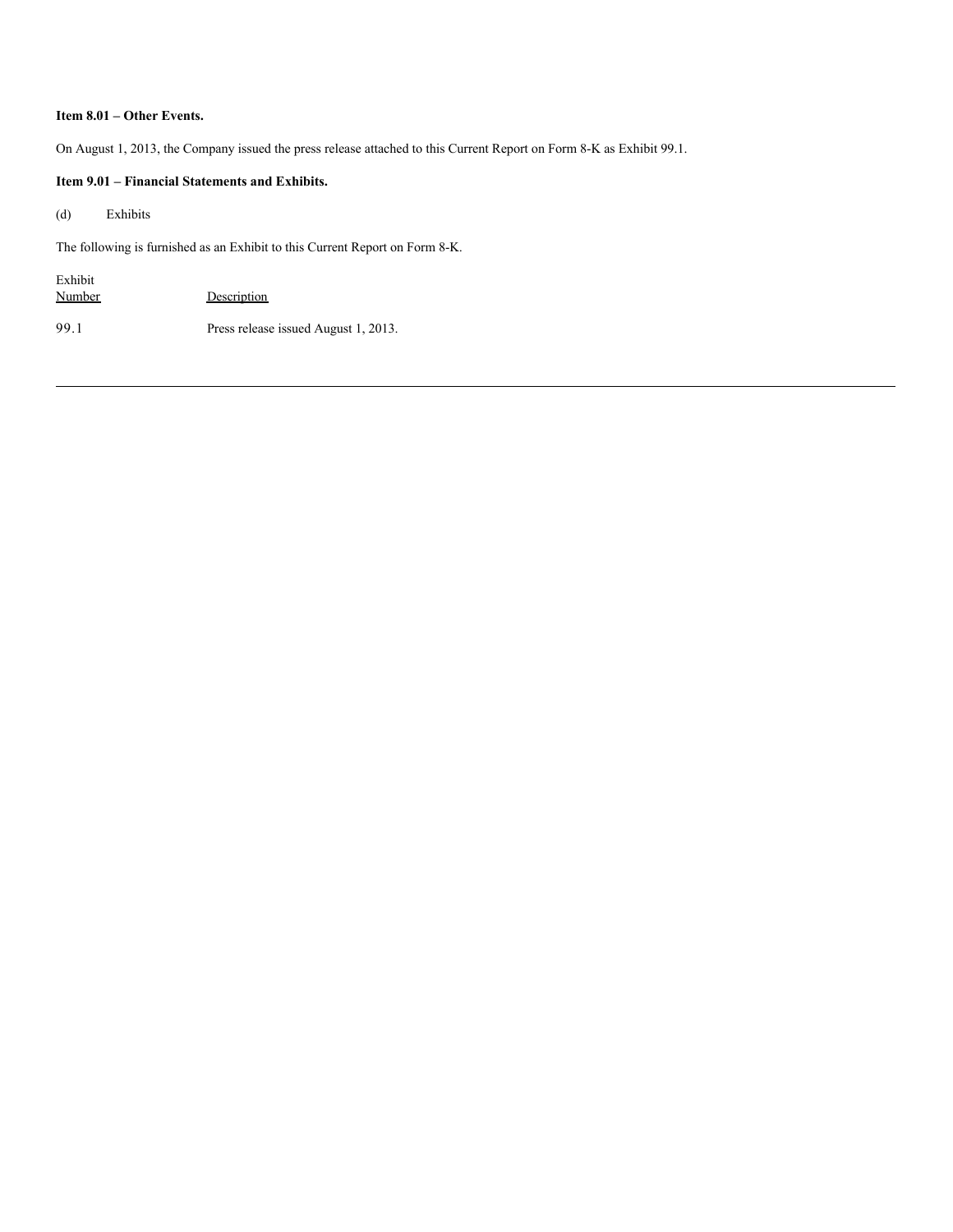**Item 8.01 – Other Events.**

On August 1, 2013, the Company issued the press release attached to this Current Report on Form 8-K as Exhibit 99.1.

**Item 9.01 – Financial Statements and Exhibits.**

(d) Exhibits

The following is furnished as an Exhibit to this Current Report on Form 8-K.

| Exhibit Number | Description |
|---|---|
| 99.1 | Press release issued August 1, 2013. |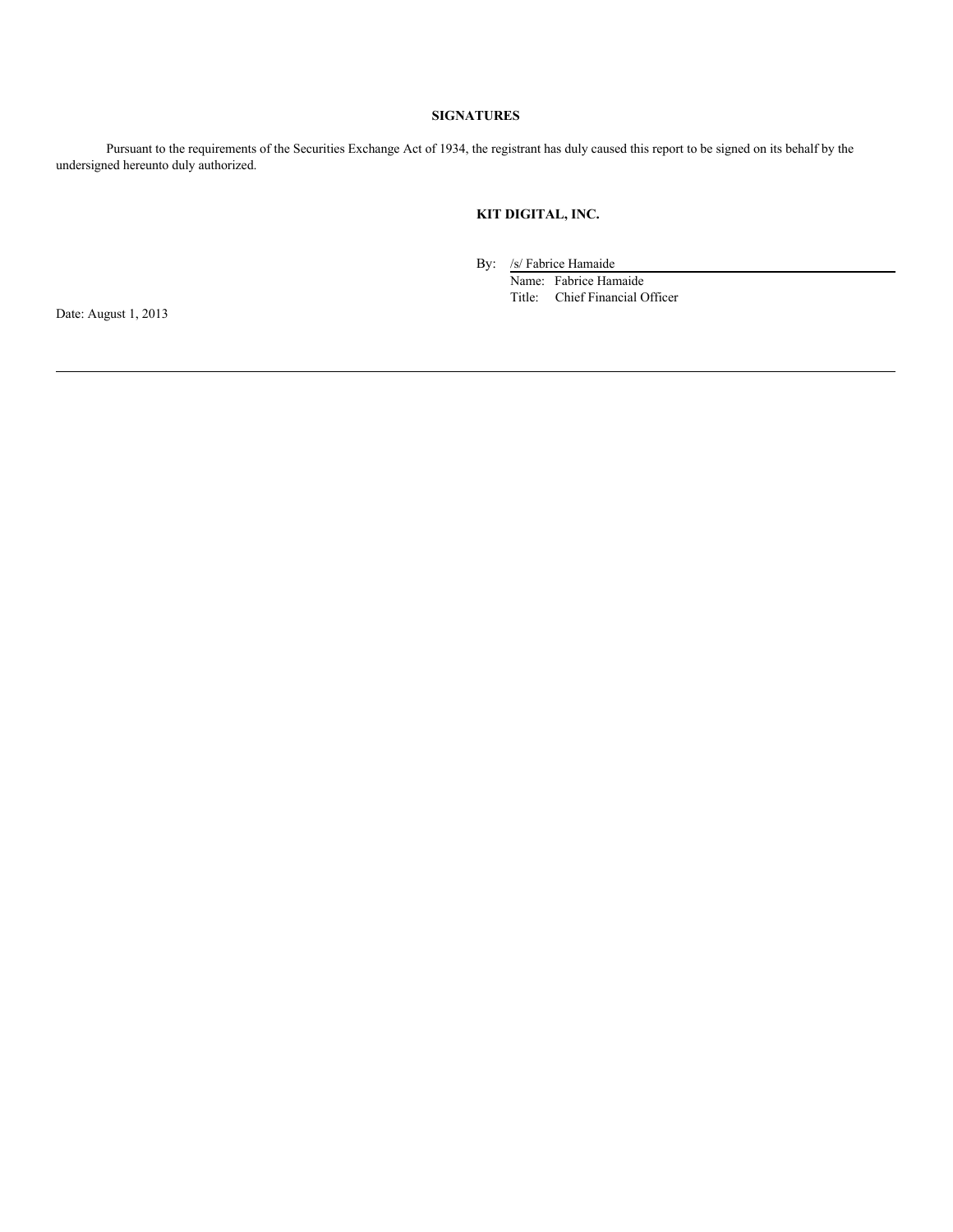## SIGNATURES

Pursuant to the requirements of the Securities Exchange Act of 1934, the registrant has duly caused this report to be signed on its behalf by the undersigned hereunto duly authorized.

**KIT DIGITAL, INC.**

By: /s/ Fabrice Hamaide
Name: Fabrice Hamaide
Title: Chief Financial Officer

Date: August 1, 2013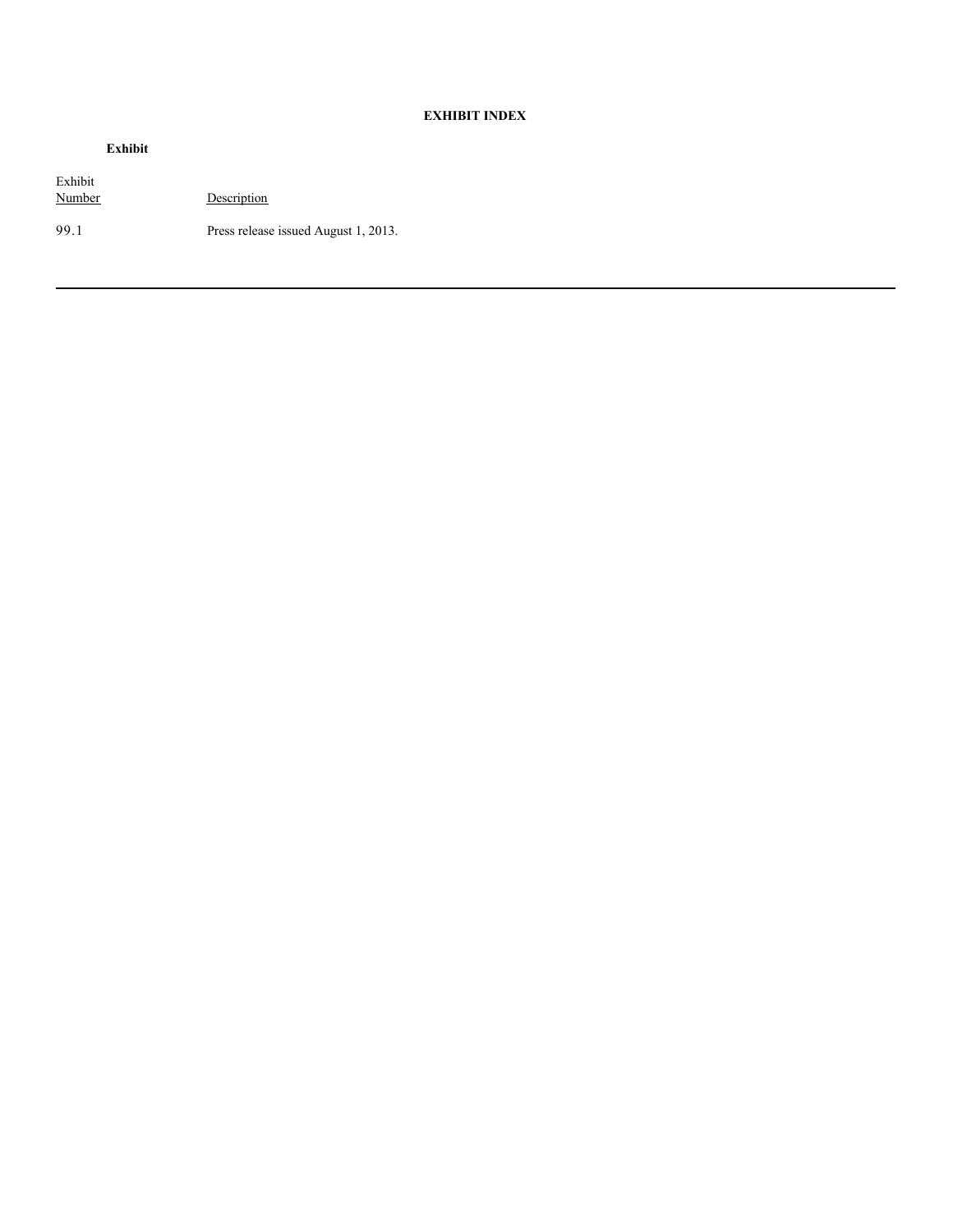## EXHIBIT INDEX

**Exhibit**

| Exhibit Number | Description |
| --- | --- |
| 99.1 | Press release issued August 1, 2013. |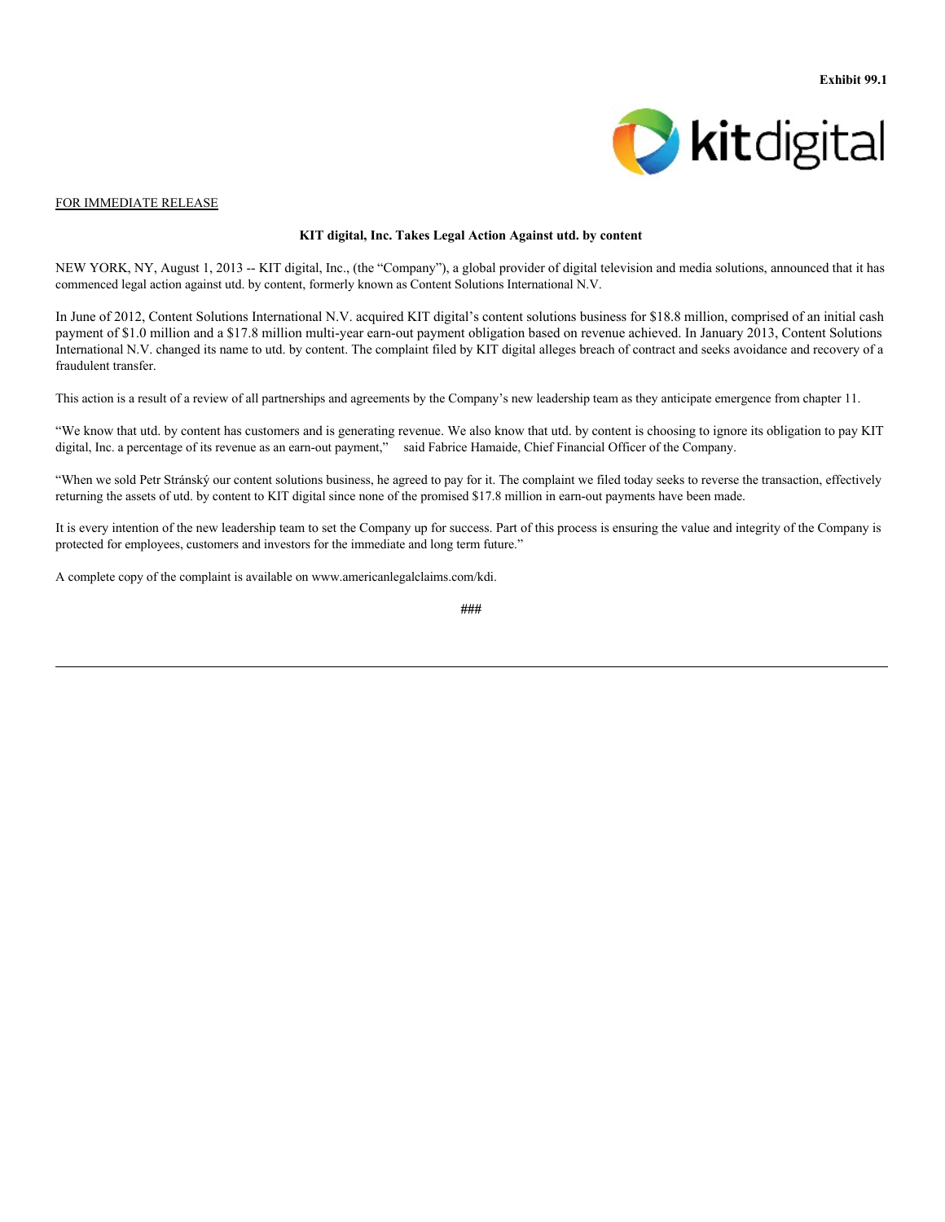**Exhibit 99.1**

FOR IMMEDIATE RELEASE

**KIT digital, Inc. Takes Legal Action Against utd. by content**

NEW YORK, NY, August 1, 2013 -- KIT digital, Inc., (the "Company"), a global provider of digital television and media solutions, announced that it has commenced legal action against utd. by content, formerly known as Content Solutions International N.V.

In June of 2012, Content Solutions International N.V. acquired KIT digital's content solutions business for $18.8 million, comprised of an initial cash payment of $1.0 million and a $17.8 million multi-year earn-out payment obligation based on revenue achieved. In January 2013, Content Solutions International N.V. changed its name to utd. by content. The complaint filed by KIT digital alleges breach of contract and seeks avoidance and recovery of a fraudulent transfer.

This action is a result of a review of all partnerships and agreements by the Company's new leadership team as they anticipate emergence from chapter 11.

"We know that utd. by content has customers and is generating revenue. We also know that utd. by content is choosing to ignore its obligation to pay KIT digital, Inc. a percentage of its revenue as an earn-out payment," said Fabrice Hamaide, Chief Financial Officer of the Company.

"When we sold Petr Stránský our content solutions business, he agreed to pay for it. The complaint we filed today seeks to reverse the transaction, effectively returning the assets of utd. by content to KIT digital since none of the promised $17.8 million in earn-out payments have been made.

It is every intention of the new leadership team to set the Company up for success. Part of this process is ensuring the value and integrity of the Company is protected for employees, customers and investors for the immediate and long term future."

A complete copy of the complaint is available on www.americanlegalclaims.com/kdi.

###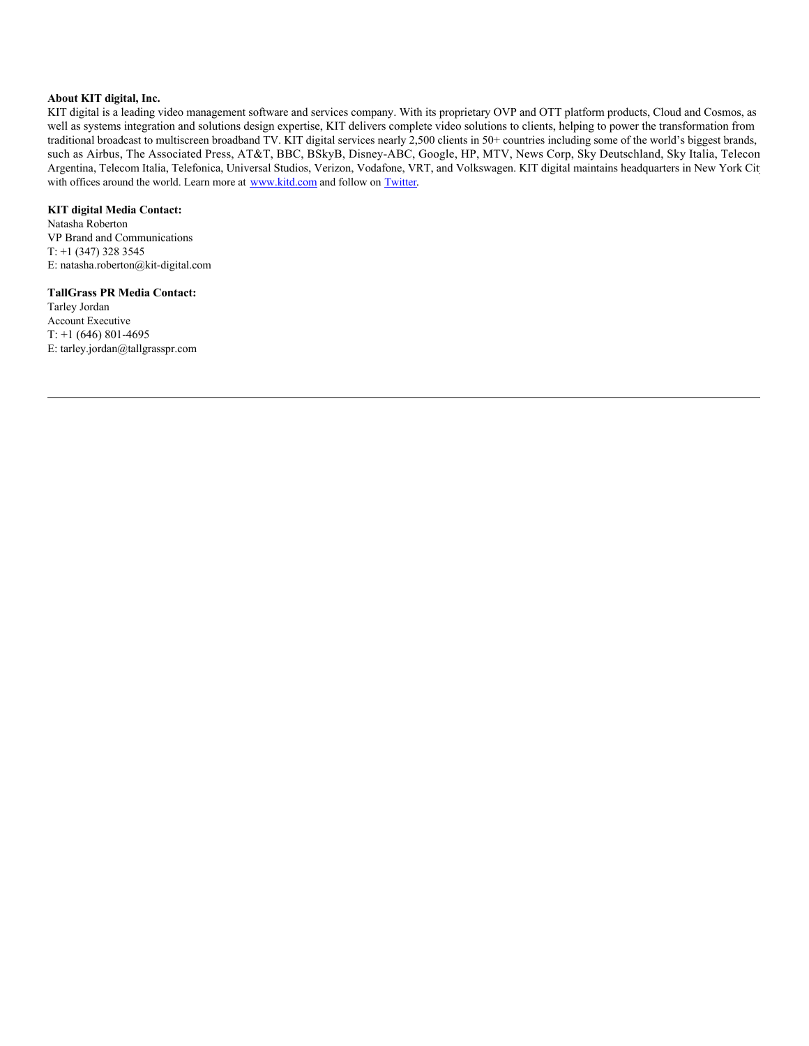**About KIT digital, Inc.**
KIT digital is a leading video management software and services company. With its proprietary OVP and OTT platform products, Cloud and Cosmos, as well as systems integration and solutions design expertise, KIT delivers complete video solutions to clients, helping to power the transformation from traditional broadcast to multiscreen broadband TV. KIT digital services nearly 2,500 clients in 50+ countries including some of the world's biggest brands, such as Airbus, The Associated Press, AT&T, BBC, BSkyB, Disney-ABC, Google, HP, MTV, News Corp, Sky Deutschland, Sky Italia, Telecom Argentina, Telecom Italia, Telefonica, Universal Studios, Verizon, Vodafone, VRT, and Volkswagen. KIT digital maintains headquarters in New York City with offices around the world. Learn more at www.kitd.com and follow on Twitter.

**KIT digital Media Contact:**
Natasha Roberton
VP Brand and Communications
T: +1 (347) 328 3545
E: natasha.roberton@kit-digital.com

**TallGrass PR Media Contact:**
Tarley Jordan
Account Executive
T: +1 (646) 801-4695
E: tarley.jordan@tallgrasspr.com